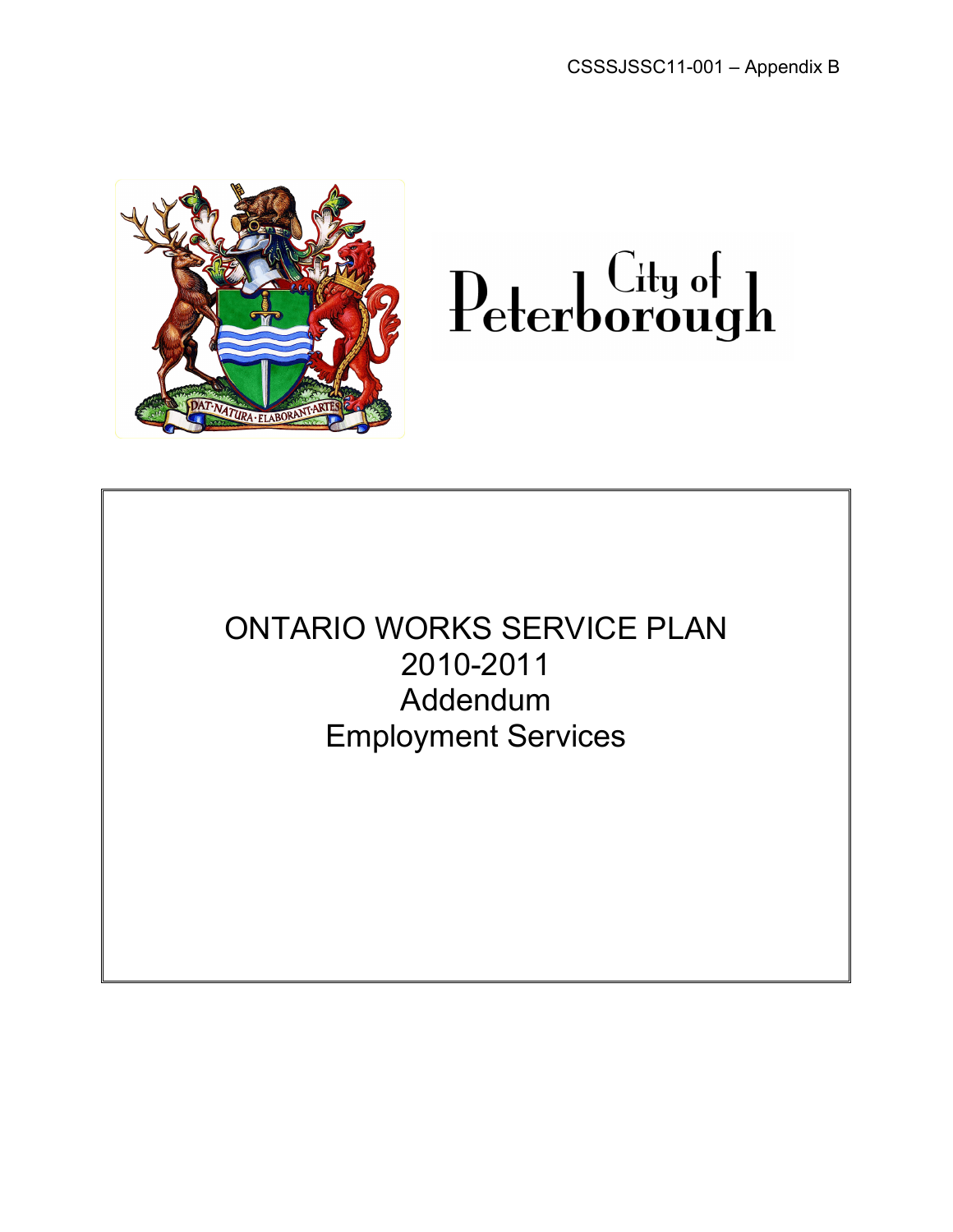CSSSJSSC11-001 – Appendix B

City of Peterborough

# ONTARIO WORKS SERVICE PLAN 2010-2011 Addendum Employment Services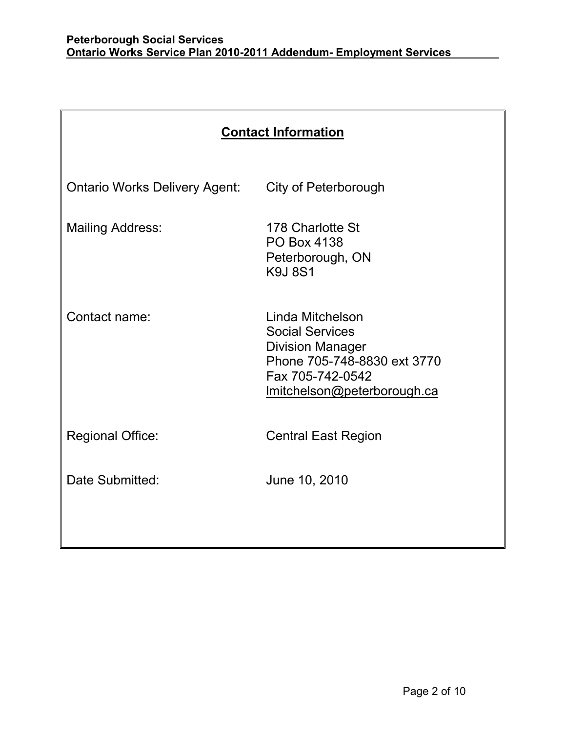## Contact Information

| | |
|---|---|
| Ontario Works Delivery Agent: | City of Peterborough |
| Mailing Address: | 178 Charlotte St<br>PO Box 4138<br>Peterborough, ON<br>K9J 8S1 |
| Contact name: | Linda Mitchelson<br>Social Services<br>Division Manager<br>Phone 705-748-8830 ext 3770<br>Fax 705-742-0542<br>lmitchelson@peterborough.ca |
| Regional Office: | Central East Region |
| Date Submitted: | June 10, 2010 |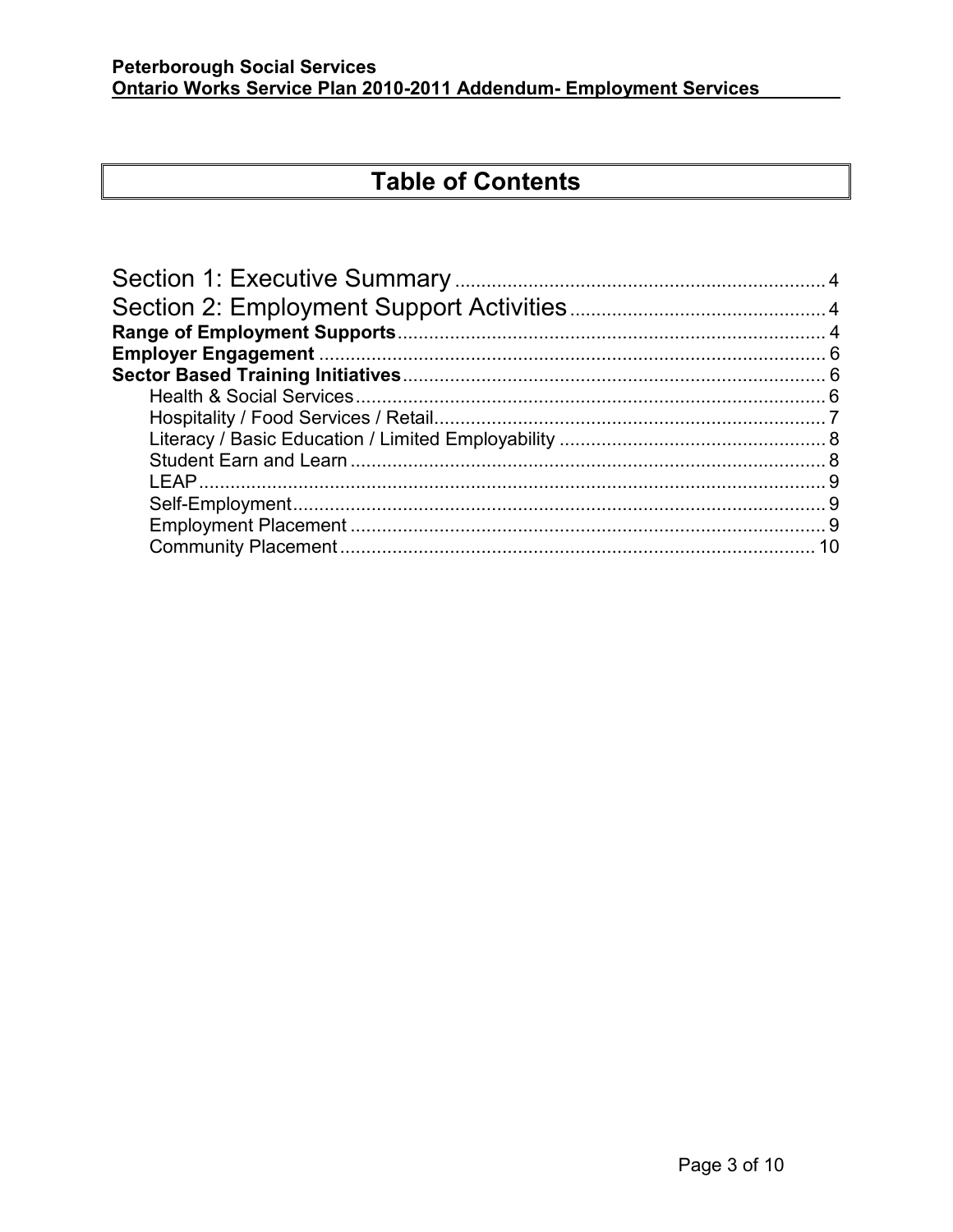# Table of Contents

Section 1: Executive Summary ........ 4
Section 2: Employment Support Activities ........ 4
**Range of Employment Supports** ........ 4
**Employer Engagement** ........ 6
**Sector Based Training Initiatives** ........ 6
- Health & Social Services ........ 6
- Hospitality / Food Services / Retail ........ 7
- Literacy / Basic Education / Limited Employability ........ 8
- Student Earn and Learn ........ 8
- LEAP ........ 9
- Self-Employment ........ 9
- Employment Placement ........ 9
- Community Placement ........ 10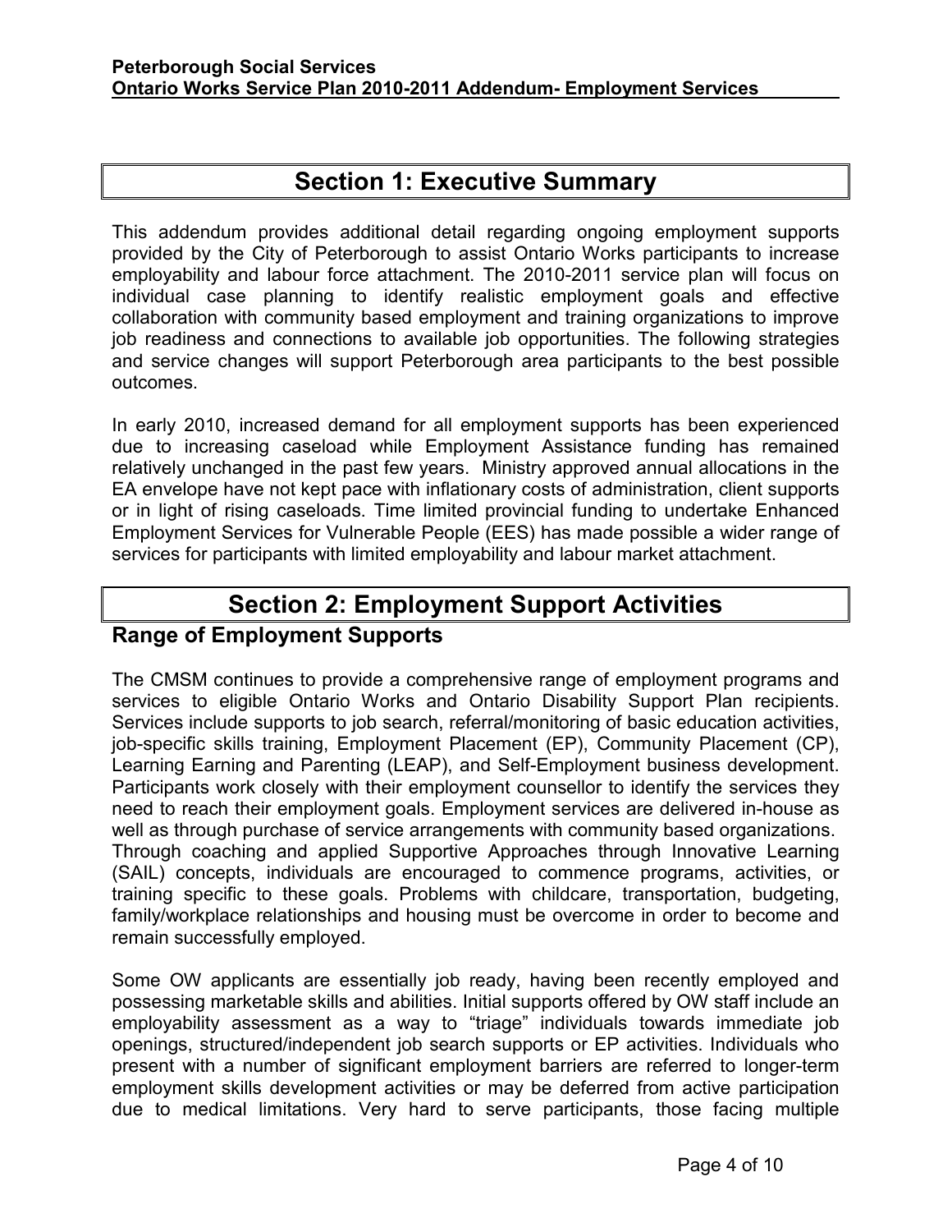## Section 1: Executive Summary

This addendum provides additional detail regarding ongoing employment supports provided by the City of Peterborough to assist Ontario Works participants to increase employability and labour force attachment. The 2010-2011 service plan will focus on individual case planning to identify realistic employment goals and effective collaboration with community based employment and training organizations to improve job readiness and connections to available job opportunities. The following strategies and service changes will support Peterborough area participants to the best possible outcomes.

In early 2010, increased demand for all employment supports has been experienced due to increasing caseload while Employment Assistance funding has remained relatively unchanged in the past few years. Ministry approved annual allocations in the EA envelope have not kept pace with inflationary costs of administration, client supports or in light of rising caseloads. Time limited provincial funding to undertake Enhanced Employment Services for Vulnerable People (EES) has made possible a wider range of services for participants with limited employability and labour market attachment.

## Section 2: Employment Support Activities

### Range of Employment Supports

The CMSM continues to provide a comprehensive range of employment programs and services to eligible Ontario Works and Ontario Disability Support Plan recipients. Services include supports to job search, referral/monitoring of basic education activities, job-specific skills training, Employment Placement (EP), Community Placement (CP), Learning Earning and Parenting (LEAP), and Self-Employment business development. Participants work closely with their employment counsellor to identify the services they need to reach their employment goals. Employment services are delivered in-house as well as through purchase of service arrangements with community based organizations. Through coaching and applied Supportive Approaches through Innovative Learning (SAIL) concepts, individuals are encouraged to commence programs, activities, or training specific to these goals. Problems with childcare, transportation, budgeting, family/workplace relationships and housing must be overcome in order to become and remain successfully employed.

Some OW applicants are essentially job ready, having been recently employed and possessing marketable skills and abilities. Initial supports offered by OW staff include an employability assessment as a way to "triage" individuals towards immediate job openings, structured/independent job search supports or EP activities. Individuals who present with a number of significant employment barriers are referred to longer-term employment skills development activities or may be deferred from active participation due to medical limitations. Very hard to serve participants, those facing multiple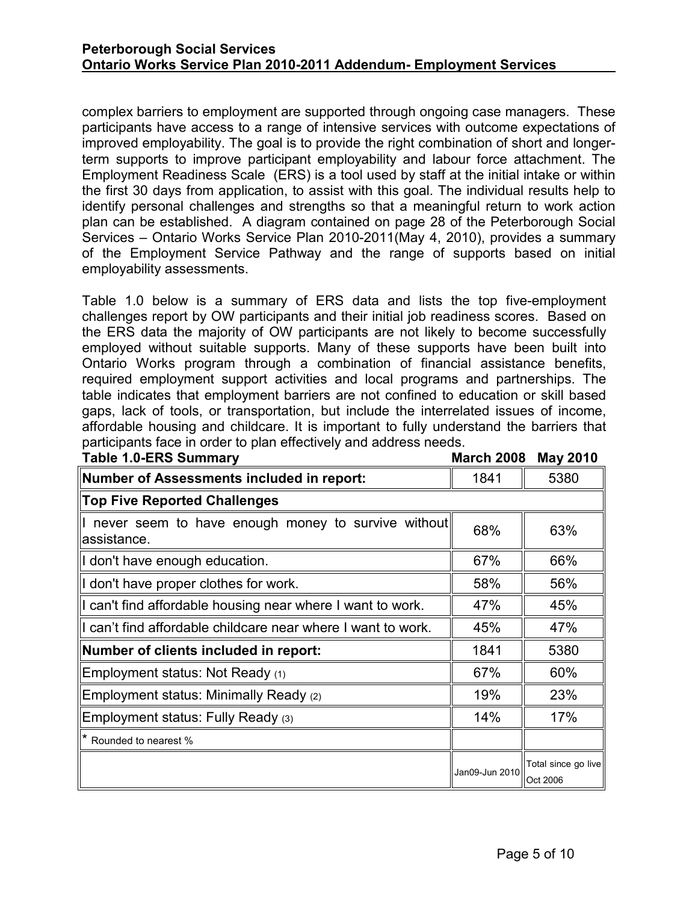complex barriers to employment are supported through ongoing case managers. These participants have access to a range of intensive services with outcome expectations of improved employability. The goal is to provide the right combination of short and longer-term supports to improve participant employability and labour force attachment. The Employment Readiness Scale (ERS) is a tool used by staff at the initial intake or within the first 30 days from application, to assist with this goal. The individual results help to identify personal challenges and strengths so that a meaningful return to work action plan can be established. A diagram contained on page 28 of the Peterborough Social Services – Ontario Works Service Plan 2010-2011(May 4, 2010), provides a summary of the Employment Service Pathway and the range of supports based on initial employability assessments.

Table 1.0 below is a summary of ERS data and lists the top five-employment challenges report by OW participants and their initial job readiness scores. Based on the ERS data the majority of OW participants are not likely to become successfully employed without suitable supports. Many of these supports have been built into Ontario Works program through a combination of financial assistance benefits, required employment support activities and local programs and partnerships. The table indicates that employment barriers are not confined to education or skill based gaps, lack of tools, or transportation, but include the interrelated issues of income, affordable housing and childcare. It is important to fully understand the barriers that participants face in order to plan effectively and address needs.

**Table 1.0-ERS Summary**

| | March 2008 | May 2010 |
|---|---|---|
| **Number of Assessments included in report:** | 1841 | 5380 |
| **Top Five Reported Challenges** | | |
| I never seem to have enough money to survive without assistance. | 68% | 63% |
| I don't have enough education. | 67% | 66% |
| I don't have proper clothes for work. | 58% | 56% |
| I can't find affordable housing near where I want to work. | 47% | 45% |
| I can't find affordable childcare near where I want to work. | 45% | 47% |
| **Number of clients included in report:** | 1841 | 5380 |
| Employment status: Not Ready (1) | 67% | 60% |
| Employment status: Minimally Ready (2) | 19% | 23% |
| Employment status: Fully Ready (3) | 14% | 17% |
| * Rounded to nearest % | | |
| | Jan09-Jun 2010 | Total since go live Oct 2006 |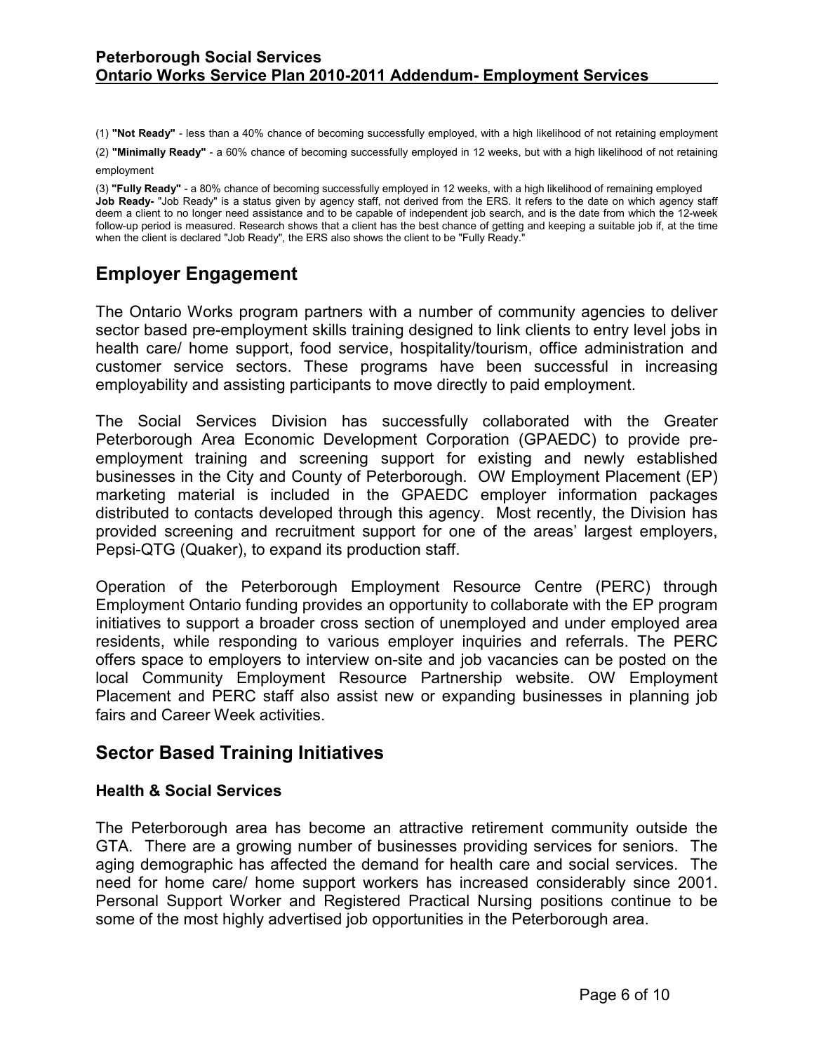(1) **"Not Ready"** - less than a 40% chance of becoming successfully employed, with a high likelihood of not retaining employment

(2) **"Minimally Ready"** - a 60% chance of becoming successfully employed in 12 weeks, but with a high likelihood of not retaining employment

(3) **"Fully Ready"** - a 80% chance of becoming successfully employed in 12 weeks, with a high likelihood of remaining employed

**Job Ready-** "Job Ready" is a status given by agency staff, not derived from the ERS. It refers to the date on which agency staff deem a client to no longer need assistance and to be capable of independent job search, and is the date from which the 12-week follow-up period is measured. Research shows that a client has the best chance of getting and keeping a suitable job if, at the time when the client is declared "Job Ready", the ERS also shows the client to be "Fully Ready."

## Employer Engagement

The Ontario Works program partners with a number of community agencies to deliver sector based pre-employment skills training designed to link clients to entry level jobs in health care/ home support, food service, hospitality/tourism, office administration and customer service sectors. These programs have been successful in increasing employability and assisting participants to move directly to paid employment.

The Social Services Division has successfully collaborated with the Greater Peterborough Area Economic Development Corporation (GPAEDC) to provide pre-employment training and screening support for existing and newly established businesses in the City and County of Peterborough. OW Employment Placement (EP) marketing material is included in the GPAEDC employer information packages distributed to contacts developed through this agency. Most recently, the Division has provided screening and recruitment support for one of the areas' largest employers, Pepsi-QTG (Quaker), to expand its production staff.

Operation of the Peterborough Employment Resource Centre (PERC) through Employment Ontario funding provides an opportunity to collaborate with the EP program initiatives to support a broader cross section of unemployed and under employed area residents, while responding to various employer inquiries and referrals. The PERC offers space to employers to interview on-site and job vacancies can be posted on the local Community Employment Resource Partnership website. OW Employment Placement and PERC staff also assist new or expanding businesses in planning job fairs and Career Week activities.

## Sector Based Training Initiatives

### Health & Social Services

The Peterborough area has become an attractive retirement community outside the GTA. There are a growing number of businesses providing services for seniors. The aging demographic has affected the demand for health care and social services. The need for home care/ home support workers has increased considerably since 2001. Personal Support Worker and Registered Practical Nursing positions continue to be some of the most highly advertised job opportunities in the Peterborough area.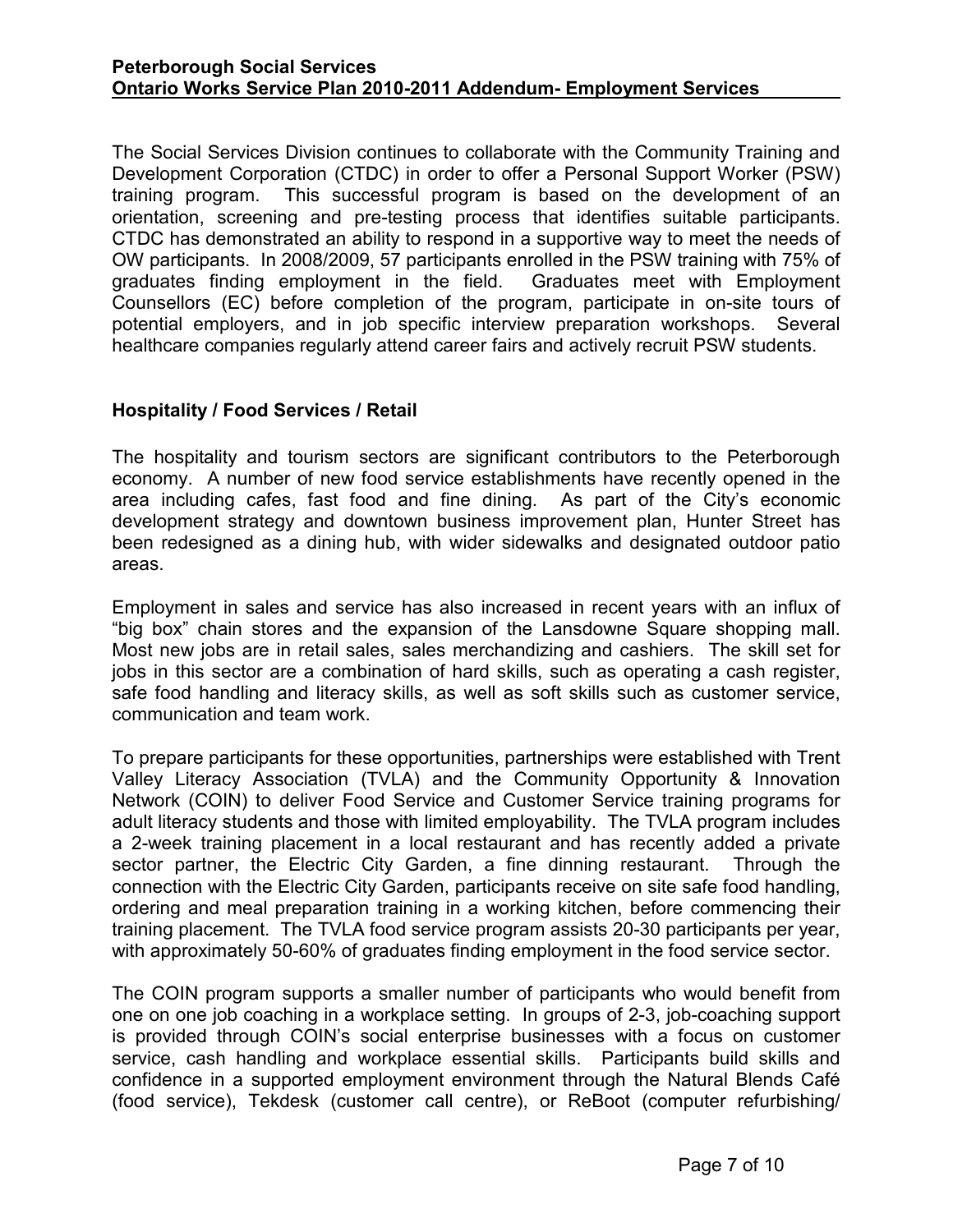The Social Services Division continues to collaborate with the Community Training and Development Corporation (CTDC) in order to offer a Personal Support Worker (PSW) training program. This successful program is based on the development of an orientation, screening and pre-testing process that identifies suitable participants. CTDC has demonstrated an ability to respond in a supportive way to meet the needs of OW participants. In 2008/2009, 57 participants enrolled in the PSW training with 75% of graduates finding employment in the field. Graduates meet with Employment Counsellors (EC) before completion of the program, participate in on-site tours of potential employers, and in job specific interview preparation workshops. Several healthcare companies regularly attend career fairs and actively recruit PSW students.

### Hospitality / Food Services / Retail

The hospitality and tourism sectors are significant contributors to the Peterborough economy. A number of new food service establishments have recently opened in the area including cafes, fast food and fine dining. As part of the City's economic development strategy and downtown business improvement plan, Hunter Street has been redesigned as a dining hub, with wider sidewalks and designated outdoor patio areas.

Employment in sales and service has also increased in recent years with an influx of "big box" chain stores and the expansion of the Lansdowne Square shopping mall. Most new jobs are in retail sales, sales merchandizing and cashiers. The skill set for jobs in this sector are a combination of hard skills, such as operating a cash register, safe food handling and literacy skills, as well as soft skills such as customer service, communication and team work.

To prepare participants for these opportunities, partnerships were established with Trent Valley Literacy Association (TVLA) and the Community Opportunity & Innovation Network (COIN) to deliver Food Service and Customer Service training programs for adult literacy students and those with limited employability. The TVLA program includes a 2-week training placement in a local restaurant and has recently added a private sector partner, the Electric City Garden, a fine dinning restaurant. Through the connection with the Electric City Garden, participants receive on site safe food handling, ordering and meal preparation training in a working kitchen, before commencing their training placement. The TVLA food service program assists 20-30 participants per year, with approximately 50-60% of graduates finding employment in the food service sector.

The COIN program supports a smaller number of participants who would benefit from one on one job coaching in a workplace setting. In groups of 2-3, job-coaching support is provided through COIN's social enterprise businesses with a focus on customer service, cash handling and workplace essential skills. Participants build skills and confidence in a supported employment environment through the Natural Blends Café (food service), Tekdesk (customer call centre), or ReBoot (computer refurbishing/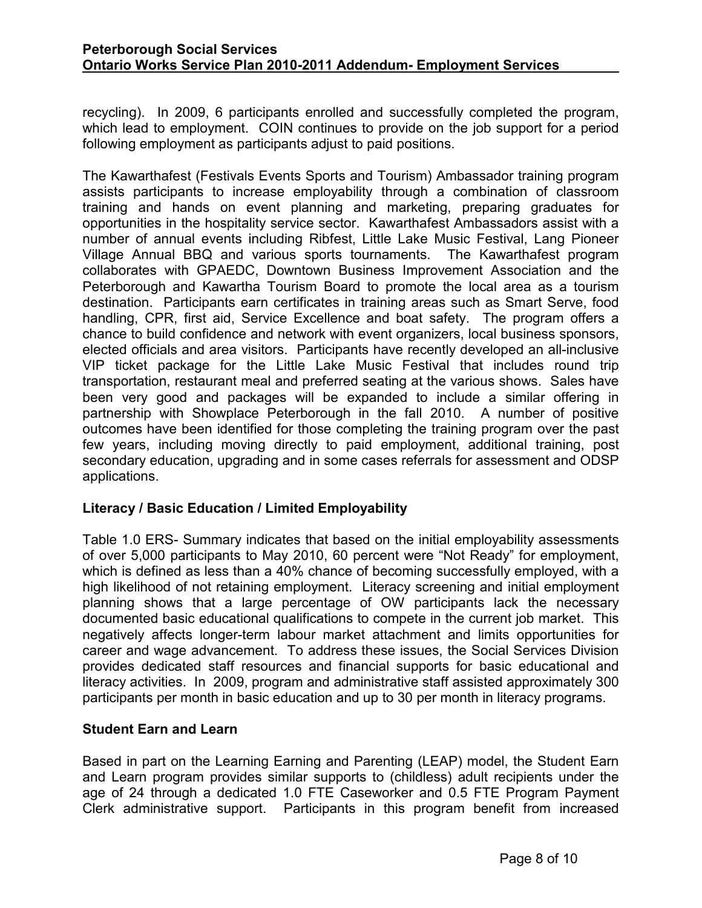recycling). In 2009, 6 participants enrolled and successfully completed the program, which lead to employment. COIN continues to provide on the job support for a period following employment as participants adjust to paid positions.

The Kawarthafest (Festivals Events Sports and Tourism) Ambassador training program assists participants to increase employability through a combination of classroom training and hands on event planning and marketing, preparing graduates for opportunities in the hospitality service sector. Kawarthafest Ambassadors assist with a number of annual events including Ribfest, Little Lake Music Festival, Lang Pioneer Village Annual BBQ and various sports tournaments. The Kawarthafest program collaborates with GPAEDC, Downtown Business Improvement Association and the Peterborough and Kawartha Tourism Board to promote the local area as a tourism destination. Participants earn certificates in training areas such as Smart Serve, food handling, CPR, first aid, Service Excellence and boat safety. The program offers a chance to build confidence and network with event organizers, local business sponsors, elected officials and area visitors. Participants have recently developed an all-inclusive VIP ticket package for the Little Lake Music Festival that includes round trip transportation, restaurant meal and preferred seating at the various shows. Sales have been very good and packages will be expanded to include a similar offering in partnership with Showplace Peterborough in the fall 2010. A number of positive outcomes have been identified for those completing the training program over the past few years, including moving directly to paid employment, additional training, post secondary education, upgrading and in some cases referrals for assessment and ODSP applications.

### Literacy / Basic Education / Limited Employability

Table 1.0 ERS- Summary indicates that based on the initial employability assessments of over 5,000 participants to May 2010, 60 percent were "Not Ready" for employment, which is defined as less than a 40% chance of becoming successfully employed, with a high likelihood of not retaining employment. Literacy screening and initial employment planning shows that a large percentage of OW participants lack the necessary documented basic educational qualifications to compete in the current job market. This negatively affects longer-term labour market attachment and limits opportunities for career and wage advancement. To address these issues, the Social Services Division provides dedicated staff resources and financial supports for basic educational and literacy activities. In 2009, program and administrative staff assisted approximately 300 participants per month in basic education and up to 30 per month in literacy programs.

### Student Earn and Learn

Based in part on the Learning Earning and Parenting (LEAP) model, the Student Earn and Learn program provides similar supports to (childless) adult recipients under the age of 24 through a dedicated 1.0 FTE Caseworker and 0.5 FTE Program Payment Clerk administrative support. Participants in this program benefit from increased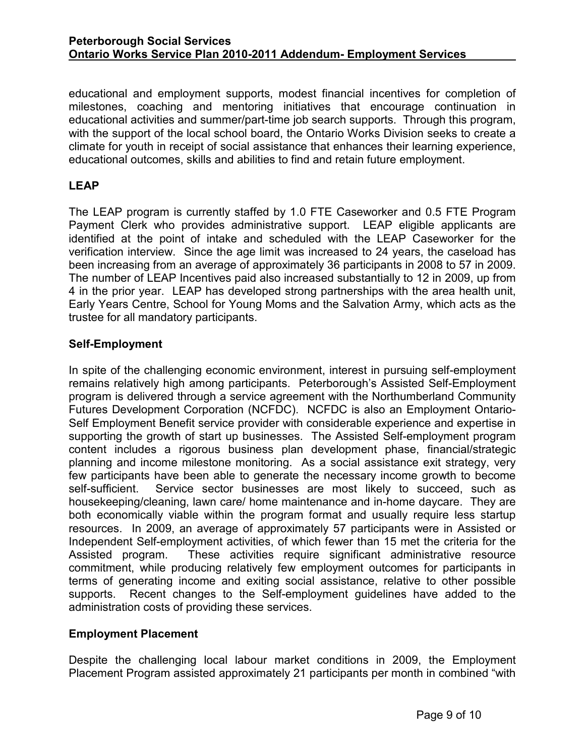educational and employment supports, modest financial incentives for completion of milestones, coaching and mentoring initiatives that encourage continuation in educational activities and summer/part-time job search supports. Through this program, with the support of the local school board, the Ontario Works Division seeks to create a climate for youth in receipt of social assistance that enhances their learning experience, educational outcomes, skills and abilities to find and retain future employment.

### LEAP

The LEAP program is currently staffed by 1.0 FTE Caseworker and 0.5 FTE Program Payment Clerk who provides administrative support. LEAP eligible applicants are identified at the point of intake and scheduled with the LEAP Caseworker for the verification interview. Since the age limit was increased to 24 years, the caseload has been increasing from an average of approximately 36 participants in 2008 to 57 in 2009. The number of LEAP Incentives paid also increased substantially to 12 in 2009, up from 4 in the prior year. LEAP has developed strong partnerships with the area health unit, Early Years Centre, School for Young Moms and the Salvation Army, which acts as the trustee for all mandatory participants.

### Self-Employment

In spite of the challenging economic environment, interest in pursuing self-employment remains relatively high among participants. Peterborough's Assisted Self-Employment program is delivered through a service agreement with the Northumberland Community Futures Development Corporation (NCFDC). NCFDC is also an Employment Ontario-Self Employment Benefit service provider with considerable experience and expertise in supporting the growth of start up businesses. The Assisted Self-employment program content includes a rigorous business plan development phase, financial/strategic planning and income milestone monitoring. As a social assistance exit strategy, very few participants have been able to generate the necessary income growth to become self-sufficient. Service sector businesses are most likely to succeed, such as housekeeping/cleaning, lawn care/ home maintenance and in-home daycare. They are both economically viable within the program format and usually require less startup resources. In 2009, an average of approximately 57 participants were in Assisted or Independent Self-employment activities, of which fewer than 15 met the criteria for the Assisted program. These activities require significant administrative resource commitment, while producing relatively few employment outcomes for participants in terms of generating income and exiting social assistance, relative to other possible supports. Recent changes to the Self-employment guidelines have added to the administration costs of providing these services.

### Employment Placement

Despite the challenging local labour market conditions in 2009, the Employment Placement Program assisted approximately 21 participants per month in combined "with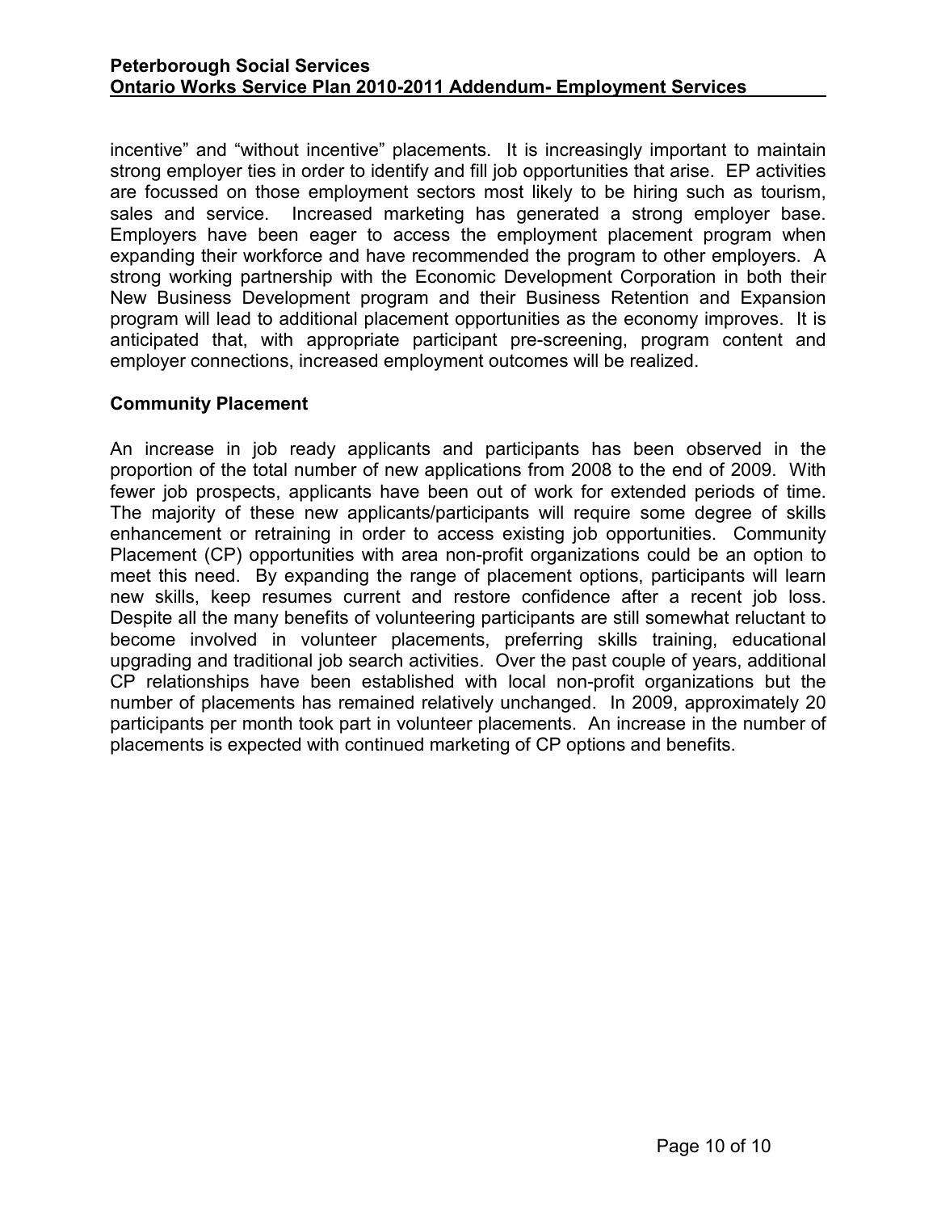incentive" and "without incentive" placements. It is increasingly important to maintain strong employer ties in order to identify and fill job opportunities that arise. EP activities are focussed on those employment sectors most likely to be hiring such as tourism, sales and service. Increased marketing has generated a strong employer base. Employers have been eager to access the employment placement program when expanding their workforce and have recommended the program to other employers. A strong working partnership with the Economic Development Corporation in both their New Business Development program and their Business Retention and Expansion program will lead to additional placement opportunities as the economy improves. It is anticipated that, with appropriate participant pre-screening, program content and employer connections, increased employment outcomes will be realized.

**Community Placement**

An increase in job ready applicants and participants has been observed in the proportion of the total number of new applications from 2008 to the end of 2009. With fewer job prospects, applicants have been out of work for extended periods of time. The majority of these new applicants/participants will require some degree of skills enhancement or retraining in order to access existing job opportunities. Community Placement (CP) opportunities with area non-profit organizations could be an option to meet this need. By expanding the range of placement options, participants will learn new skills, keep resumes current and restore confidence after a recent job loss. Despite all the many benefits of volunteering participants are still somewhat reluctant to become involved in volunteer placements, preferring skills training, educational upgrading and traditional job search activities. Over the past couple of years, additional CP relationships have been established with local non-profit organizations but the number of placements has remained relatively unchanged. In 2009, approximately 20 participants per month took part in volunteer placements. An increase in the number of placements is expected with continued marketing of CP options and benefits.